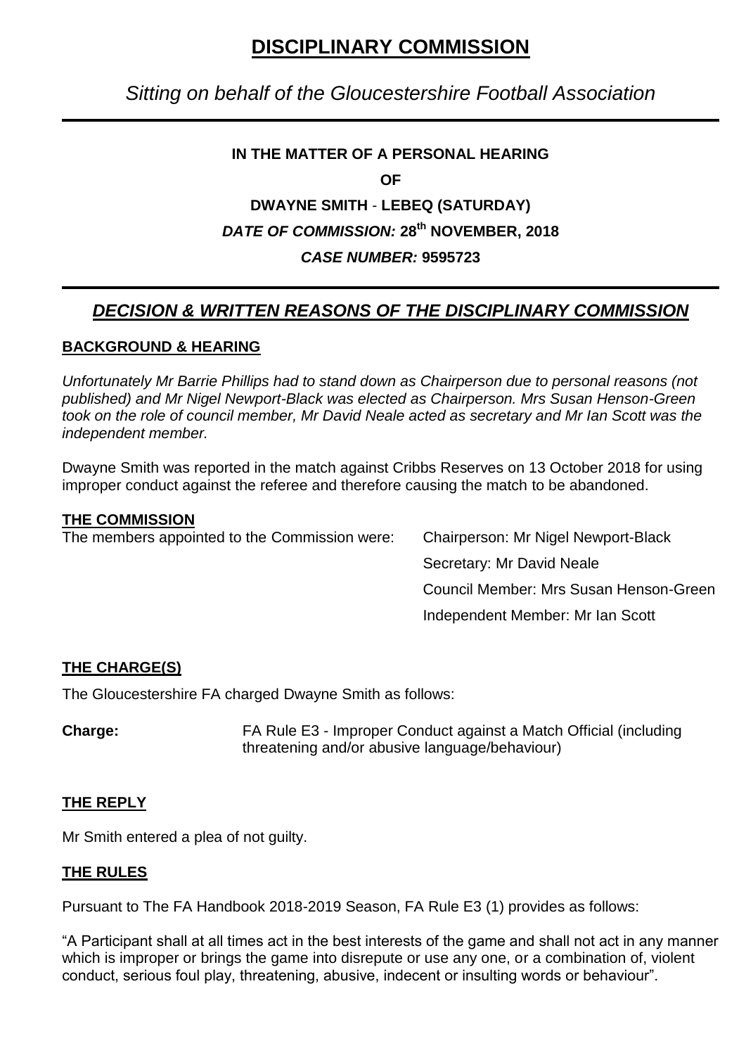# DISCIPLINARY COMMISSION

*Sitting on behalf of the Gloucestershire Football Association*

**IN THE MATTER OF A PERSONAL HEARING**

**OF**

**DWAYNE SMITH - LEBEQ (SATURDAY)**

***DATE OF COMMISSION:* 28th NOVEMBER, 2018**

***CASE NUMBER:* 9595723**

## *DECISION & WRITTEN REASONS OF THE DISCIPLINARY COMMISSION*

### BACKGROUND & HEARING

*Unfortunately Mr Barrie Phillips had to stand down as Chairperson due to personal reasons (not published) and Mr Nigel Newport-Black was elected as Chairperson. Mrs Susan Henson-Green took on the role of council member, Mr David Neale acted as secretary and Mr Ian Scott was the independent member.*

Dwayne Smith was reported in the match against Cribbs Reserves on 13 October 2018 for using improper conduct against the referee and therefore causing the match to be abandoned.

### THE COMMISSION

The members appointed to the Commission were:

Chairperson: Mr Nigel Newport-Black

Secretary: Mr David Neale

Council Member: Mrs Susan Henson-Green

Independent Member: Mr Ian Scott

### THE CHARGE(S)

The Gloucestershire FA charged Dwayne Smith as follows:

**Charge:** FA Rule E3 - Improper Conduct against a Match Official (including threatening and/or abusive language/behaviour)

### THE REPLY

Mr Smith entered a plea of not guilty.

### THE RULES

Pursuant to The FA Handbook 2018-2019 Season, FA Rule E3 (1) provides as follows:

"A Participant shall at all times act in the best interests of the game and shall not act in any manner which is improper or brings the game into disrepute or use any one, or a combination of, violent conduct, serious foul play, threatening, abusive, indecent or insulting words or behaviour".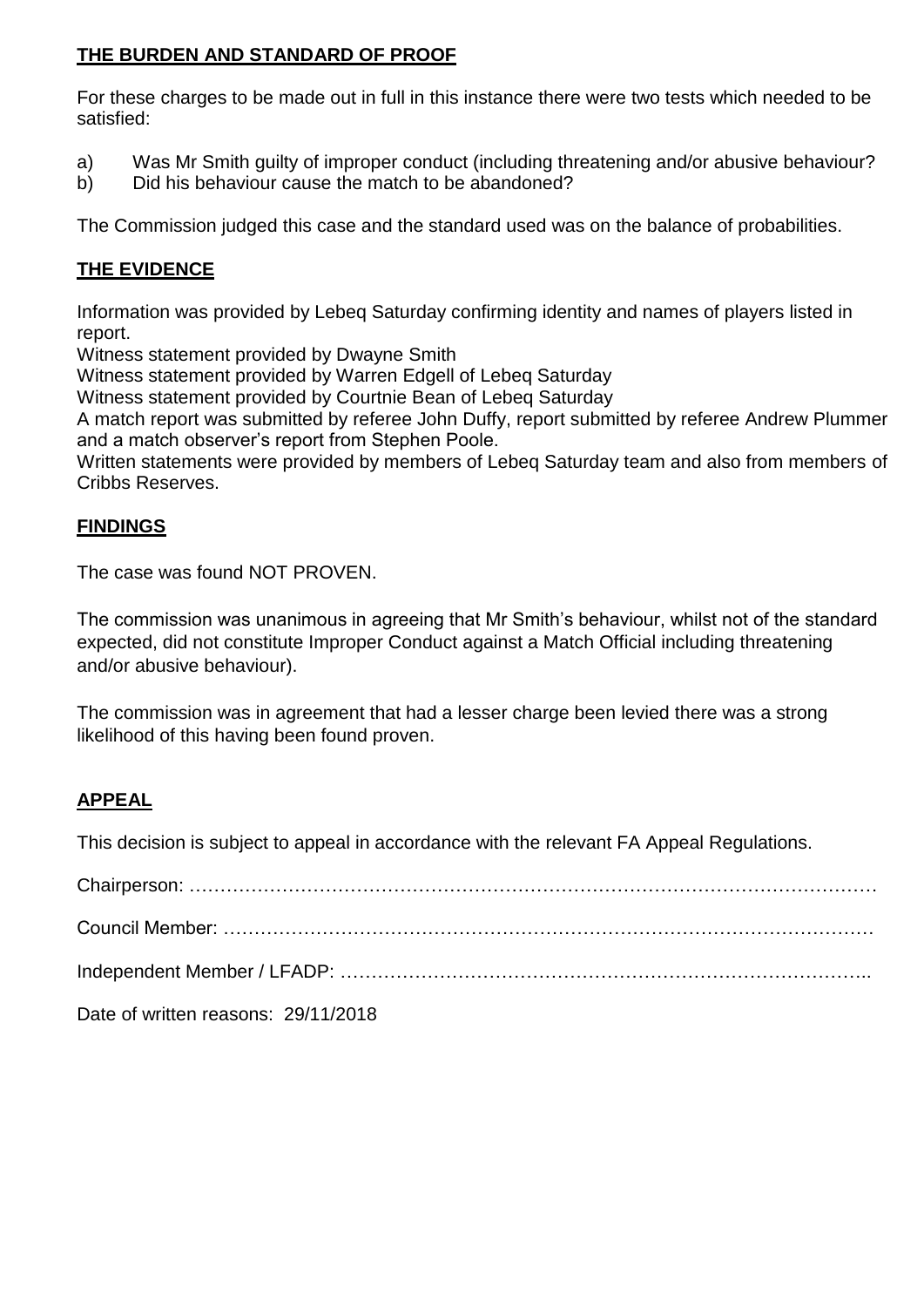## THE BURDEN AND STANDARD OF PROOF

For these charges to be made out in full in this instance there were two tests which needed to be satisfied:

a) Was Mr Smith guilty of improper conduct (including threatening and/or abusive behaviour?
b) Did his behaviour cause the match to be abandoned?

The Commission judged this case and the standard used was on the balance of probabilities.

## THE EVIDENCE

Information was provided by Lebeq Saturday confirming identity and names of players listed in report.
Witness statement provided by Dwayne Smith
Witness statement provided by Warren Edgell of Lebeq Saturday
Witness statement provided by Courtnie Bean of Lebeq Saturday
A match report was submitted by referee John Duffy, report submitted by referee Andrew Plummer and a match observer's report from Stephen Poole.
Written statements were provided by members of Lebeq Saturday team and also from members of Cribbs Reserves.

## FINDINGS

The case was found NOT PROVEN.

The commission was unanimous in agreeing that Mr Smith's behaviour, whilst not of the standard expected, did not constitute Improper Conduct against a Match Official including threatening and/or abusive behaviour).

The commission was in agreement that had a lesser charge been levied there was a strong likelihood of this having been found proven.

## APPEAL

This decision is subject to appeal in accordance with the relevant FA Appeal Regulations.

Chairperson: ……………………………………………………………………………………………

Council Member: ………………………………………………………………………………………

Independent Member / LFADP: …………………………………………………………………………..

Date of written reasons: 29/11/2018